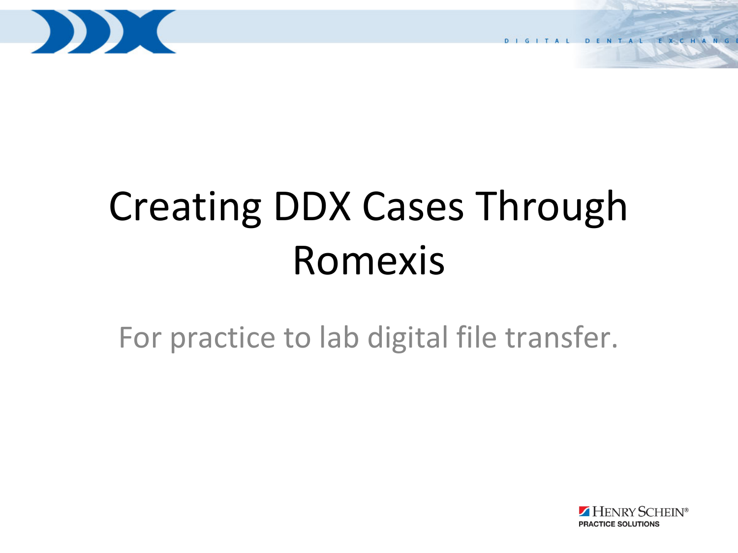# Creating DDX Cases Through Romexis

For practice to lab digital file transfer.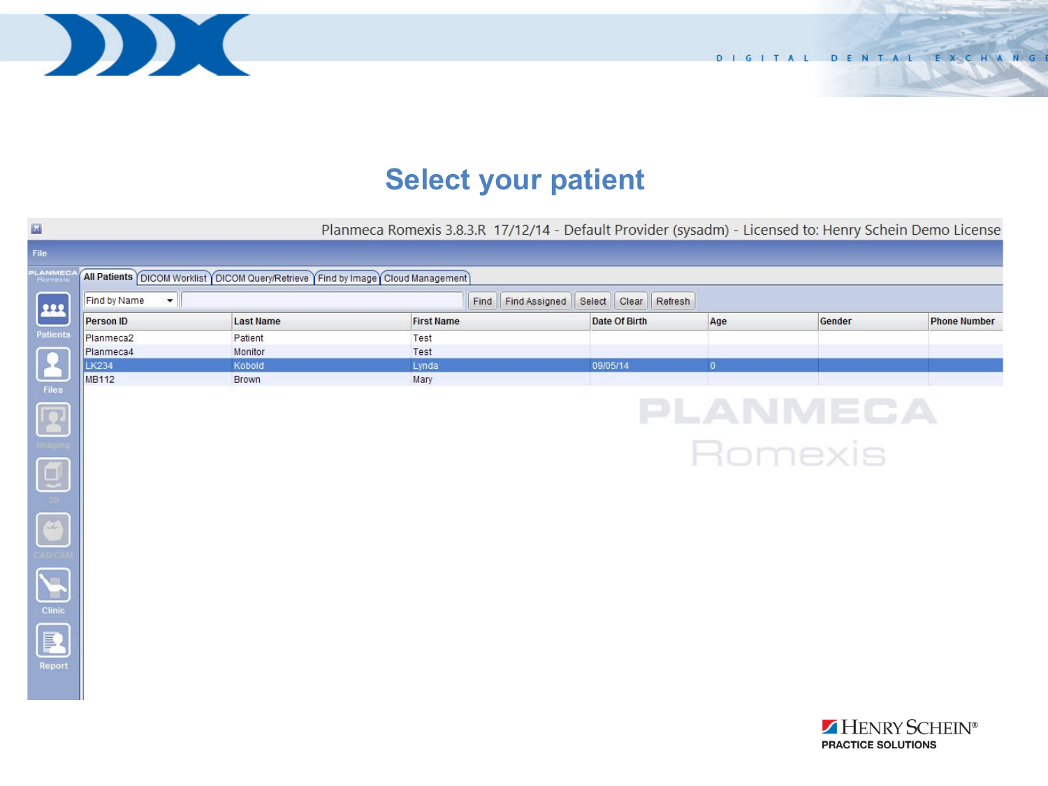# Select your patient

Planmeca Romexis 3.8.3.R 17/12/14 - Default Provider (sysadm) - Licensed to: Henry Schein Demo License

File

All Patients | DICOM Worklist | DICOM Query/Retrieve | Find by Image | Cloud Management

Find by Name | Find | Find Assigned | Select | Clear | Refresh

| Person ID | Last Name | First Name | Date Of Birth | Age | Gender | Phone Number |
|---|---|---|---|---|---|---|
| Planmeca2 | Patient | Test | | | | |
| Planmeca4 | Monitor | Test | | | | |
| LK234 | Kobold | Lynda | 09/05/14 | 0 | | |
| MB112 | Brown | Mary | | | | |

Patients | Files | Imaging | 3D | CAD/CAM | Clinic | Report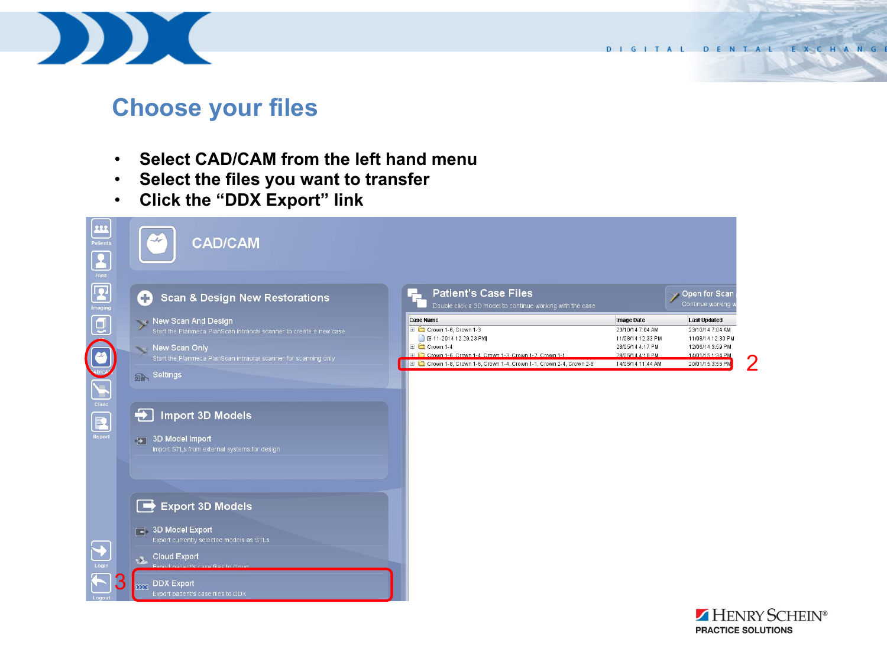# Choose your files

- Select CAD/CAM from the left hand menu
- Select the files you want to transfer
- Click the “DDX Export” link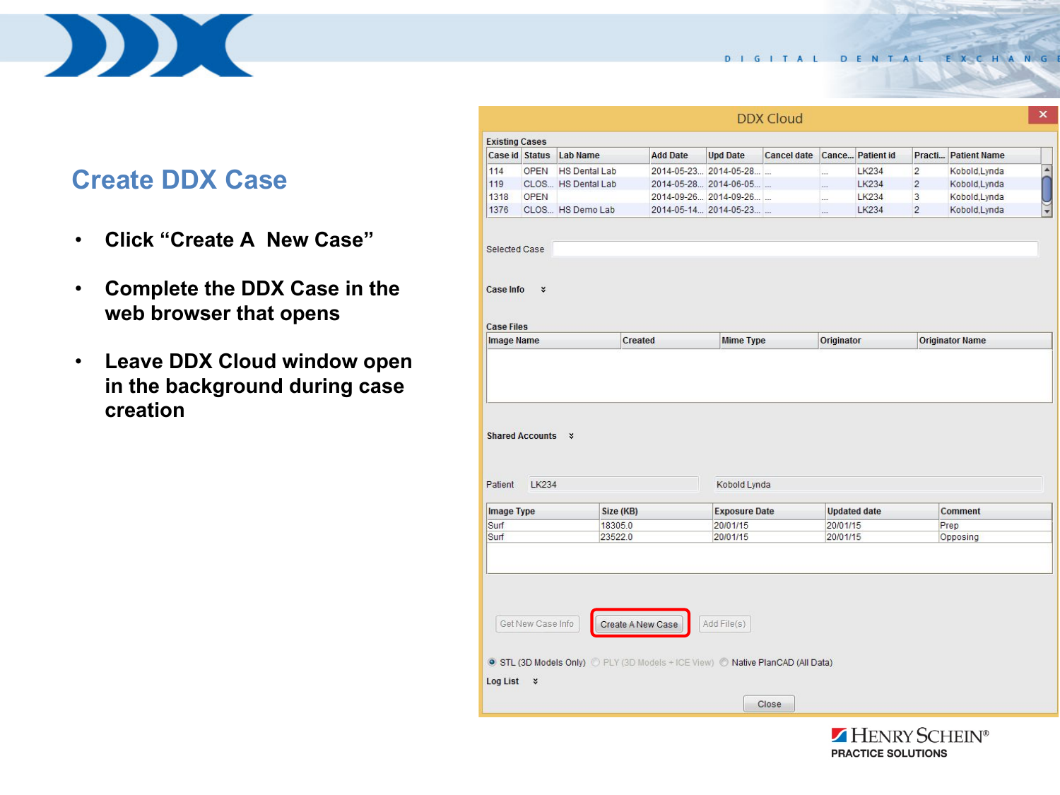## Create DDX Case

- Click “Create A  New Case”
- Complete the DDX Case in the web browser that opens
- Leave DDX Cloud window open in the background during case creation

DDX Cloud

Existing Cases

| Case id | Status | Lab Name | Add Date | Upd Date | Cancel date | Cance... | Patient id | Practi... | Patient Name |
|---|---|---|---|---|---|---|---|---|---|
| 114 | OPEN | HS Dental Lab | 2014-05-23... | 2014-05-28... | ... | ... | LK234 | 2 | Kobold,Lynda |
| 119 | CLOS... | HS Dental Lab | 2014-05-28... | 2014-06-05... | ... | ... | LK234 | 2 | Kobold,Lynda |
| 1318 | OPEN | | 2014-09-26... | 2014-09-26... | ... | ... | LK234 | 3 | Kobold,Lynda |
| 1376 | CLOS... | HS Demo Lab | 2014-05-14... | 2014-05-23... | ... | ... | LK234 | 2 | Kobold,Lynda |

Selected Case

Case Info

Case Files

| Image Name | Created | Mime Type | Originator | Originator Name |
|---|---|---|---|---|

Shared Accounts

Patient LK234 Kobold Lynda

| Image Type | Size (KB) | Exposure Date | Updated date | Comment |
|---|---|---|---|---|
| Surf | 18305.0 | 20/01/15 | 20/01/15 | Prep |
| Surf | 23522.0 | 20/01/15 | 20/01/15 | Opposing |

Get New Case Info | Create A New Case | Add File(s)

STL (3D Models Only) PLY (3D Models + ICE View) Native PlanCAD (All Data)

Log List

Close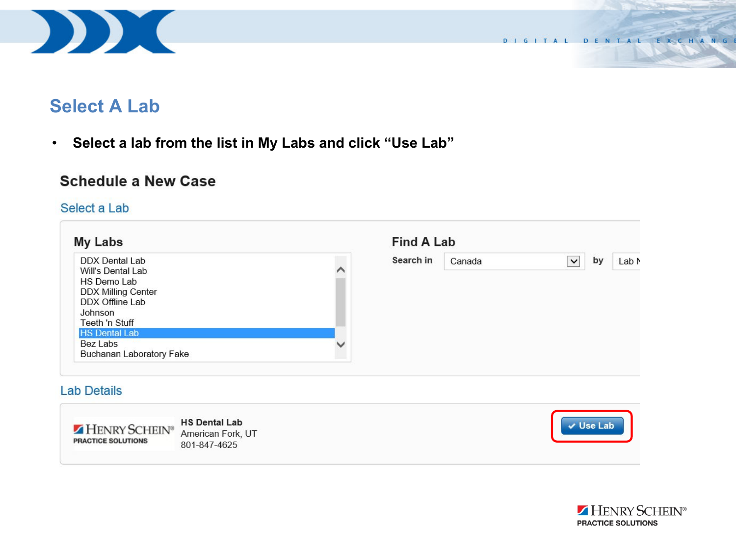# Select A Lab

- **Select a lab from the list in My Labs and click "Use Lab"**

## Schedule a New Case

### Select a Lab

**My Labs**

- DDX Dental Lab
- Will's Dental Lab
- HS Demo Lab
- DDX Milling Center
- DDX Offline Lab
- Johnson
- Teeth 'n Stuff
- HS Dental Lab
- Bez Labs
- Buchanan Laboratory Fake

**Find A Lab**

**Search in** Canada **by** Lab N

### Lab Details

HENRY SCHEIN® PRACTICE SOLUTIONS

**HS Dental Lab**
American Fork, UT
801-847-4625

✓ Use Lab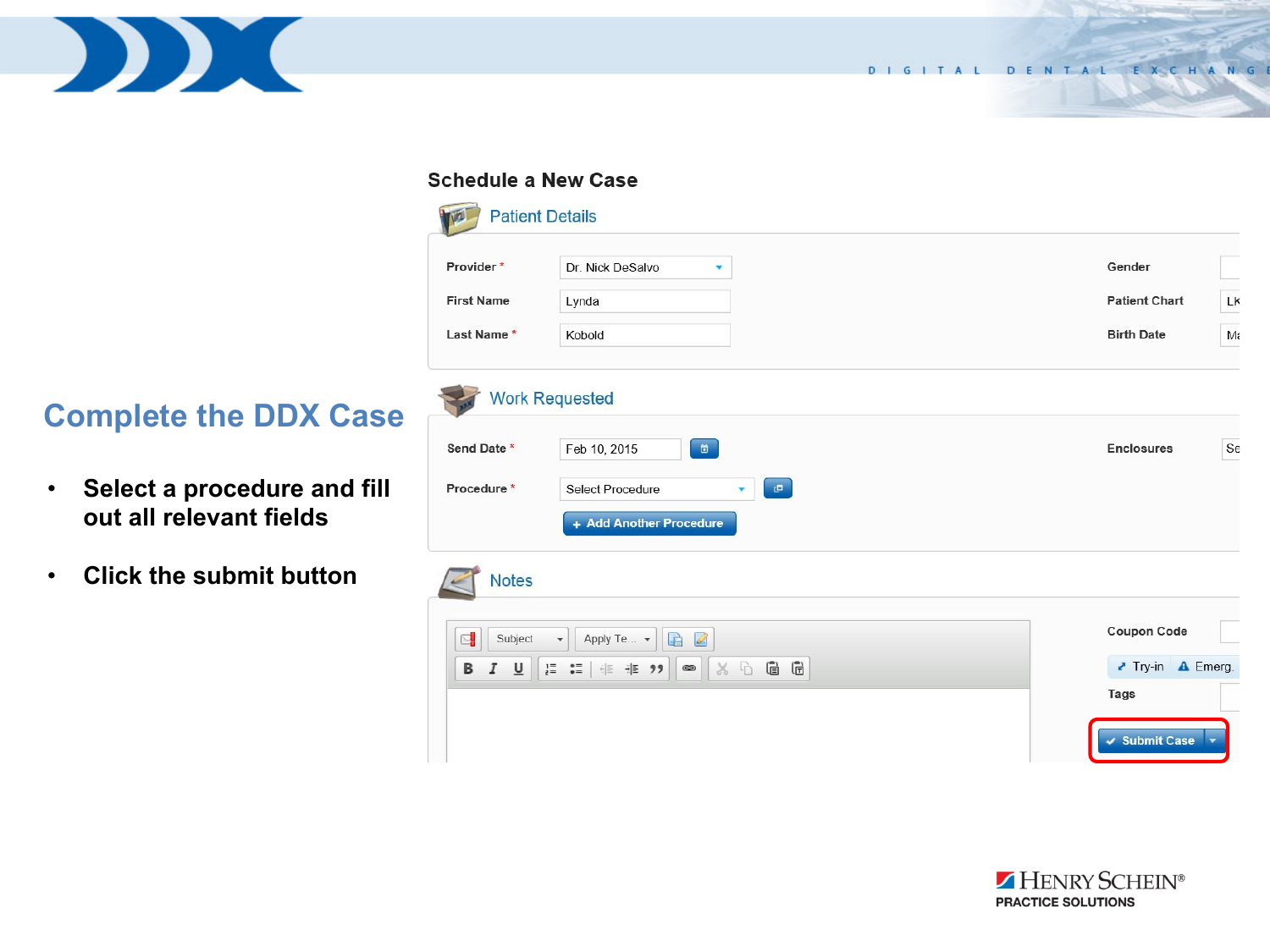## Complete the DDX Case

- Select a procedure and fill out all relevant fields
- Click the submit button

### Schedule a New Case

**Patient Details**

| Provider * | Dr. Nick DeSalvo | Gender | |
|---|---|---|---|
| First Name | Lynda | Patient Chart | LK |
| Last Name * | Kobold | Birth Date | Ma |

**Work Requested**

| Send Date * | Feb 10, 2015 | Enclosures | Se |
|---|---|---|---|
| Procedure * | Select Procedure | | |

+ Add Another Procedure

**Notes**

Subject | Apply Te...

Coupon Code

Try-in | Emerg.

Tags

Submit Case

HENRY SCHEIN®
PRACTICE SOLUTIONS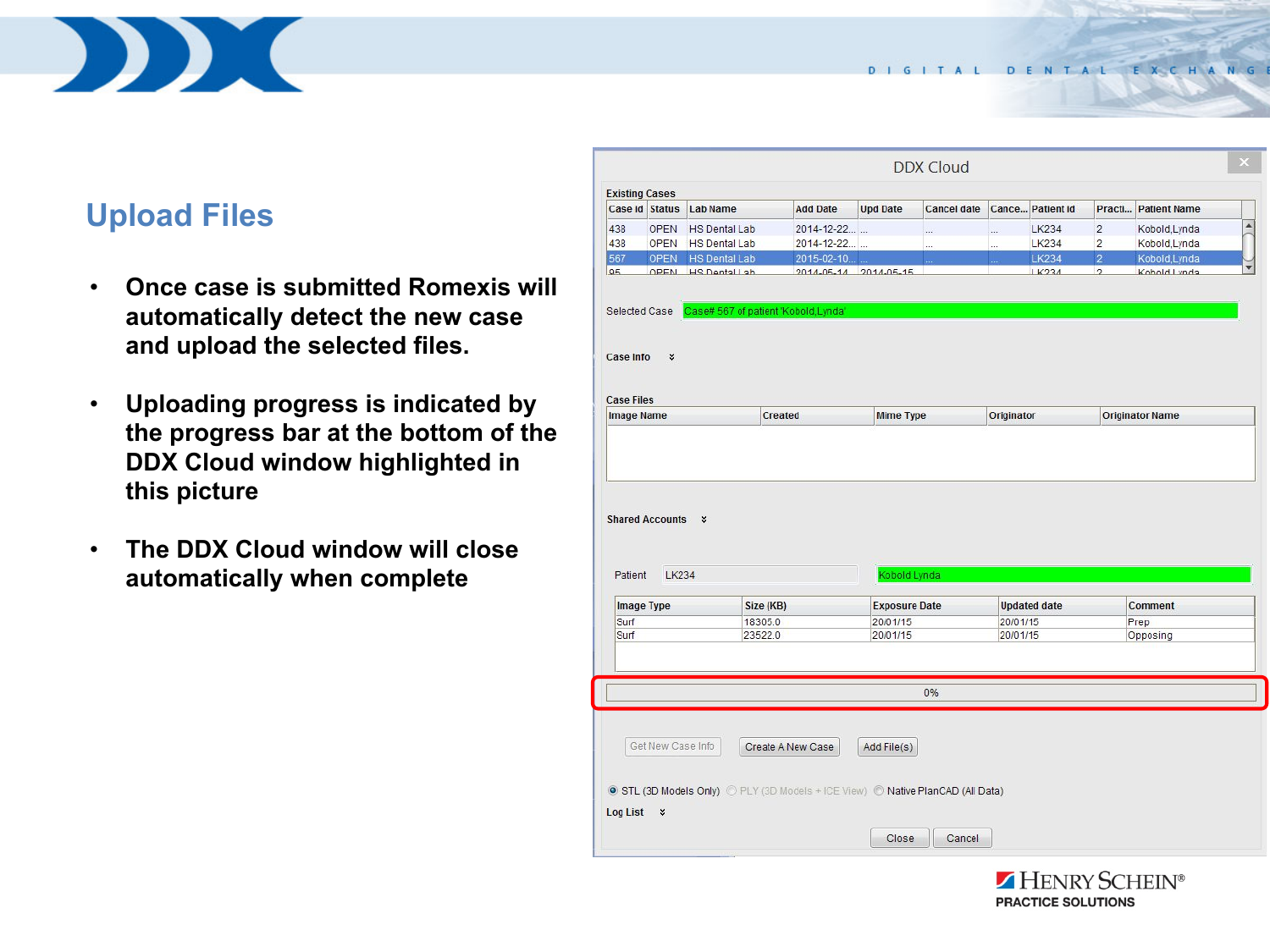## Upload Files

- Once case is submitted Romexis will automatically detect the new case and upload the selected files.
- Uploading progress is indicated by the progress bar at the bottom of the DDX Cloud window highlighted in this picture
- The DDX Cloud window will close automatically when complete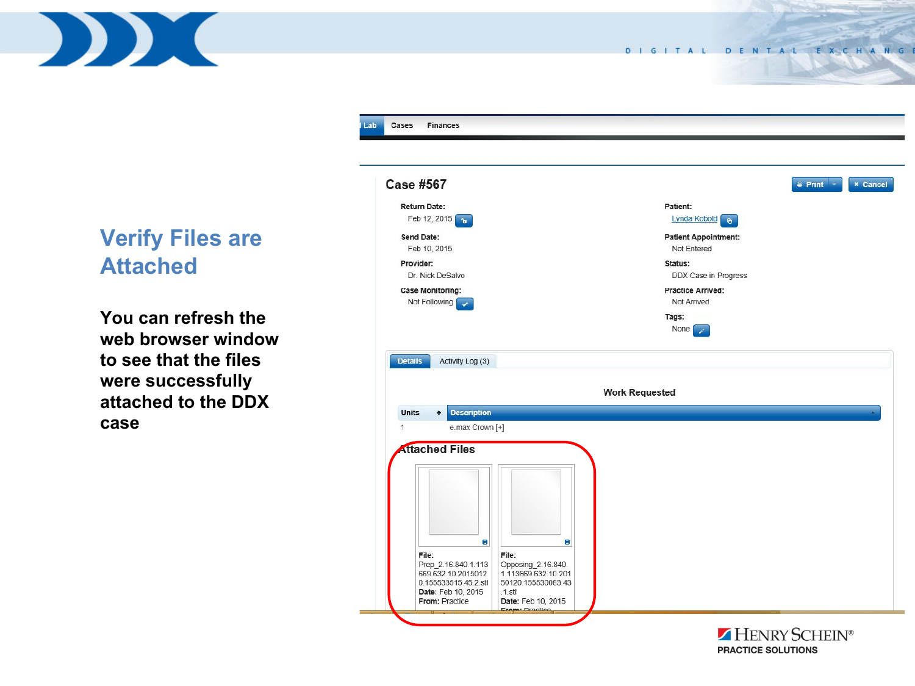## Verify Files are Attached

**You can refresh the web browser window to see that the files were successfully attached to the DDX case**

Lab | Cases | Finances

**Case #567**

Print | Cancel

**Return Date:**
Feb 12, 2015

**Send Date:**
Feb 10, 2015

**Provider:**
Dr. Nick DeSalvo

**Case Monitoring:**
Not Following

**Patient:**
Lynda Kobold

**Patient Appointment:**
Not Entered

**Status:**
DDX Case in Progress

**Practice Arrived:**
Not Arrived

**Tags:**
None

Details | Activity Log (3)

**Work Requested**

| Units | Description |
|---|---|
| 1 | e.max Crown [+] |

**Attached Files**

**File:** Prep_2.16.840.1.113669.632.10.20150120.155533515.45.2.stl
**Date:** Feb 10, 2015
**From:** Practice

**File:** Opposing_2.16.840.1.113669.632.10.20150120.155530083.43.1.stl
**Date:** Feb 10, 2015
**From:** Practice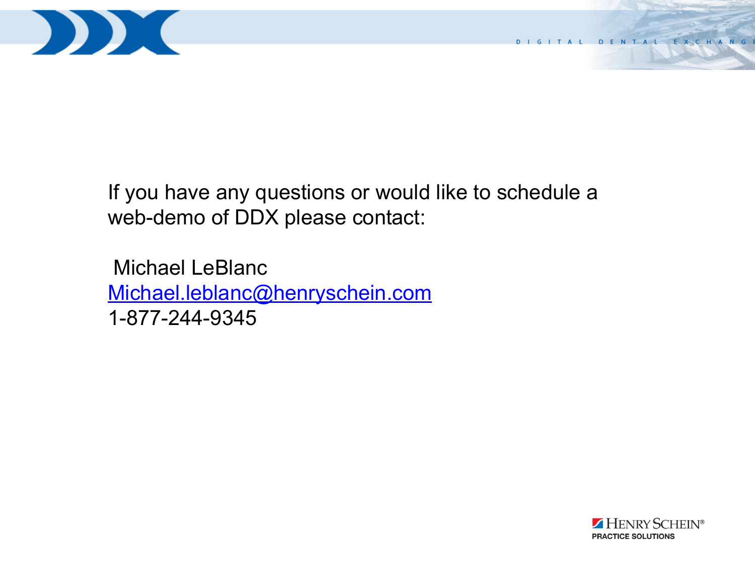If you have any questions or would like to schedule a web-demo of DDX please contact:

Michael LeBlanc
Michael.leblanc@henryschein.com
1-877-244-9345